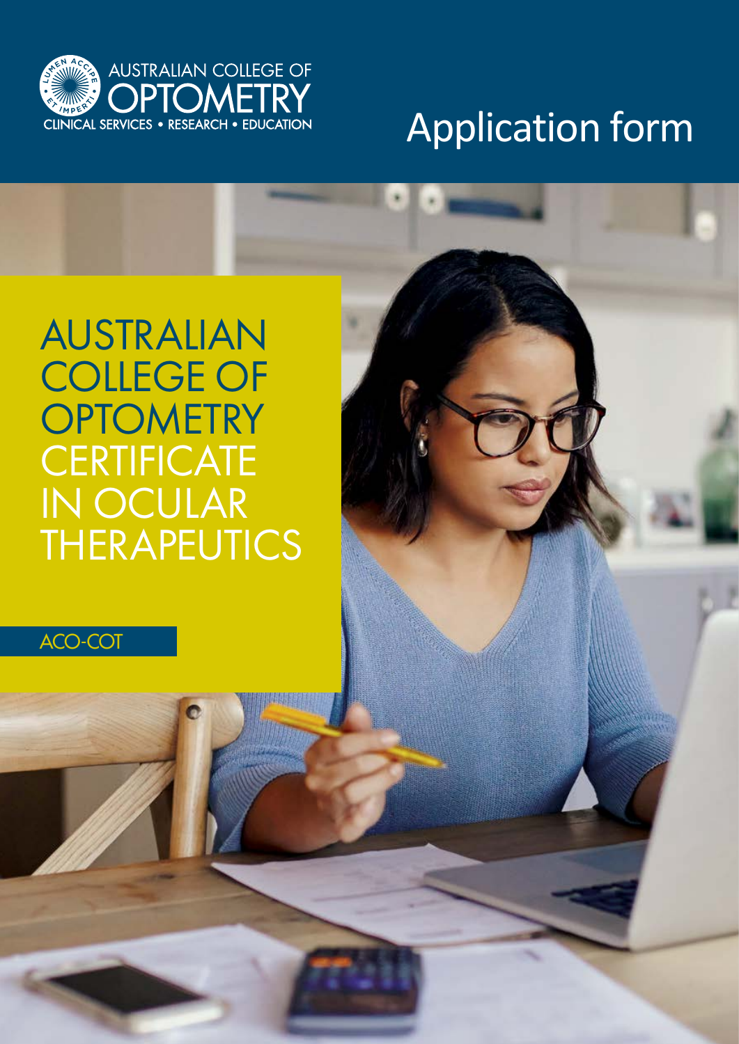AUSTRALIAN COLLEGE OF OPTOMETRY

CLINICAL SERVICES • RESEARCH • EDUCATION

# Application form

## AUSTRALIAN COLLEGE OF OPTOMETRY CERTIFICATE IN OCULAR THERAPEUTICS

ACO-COT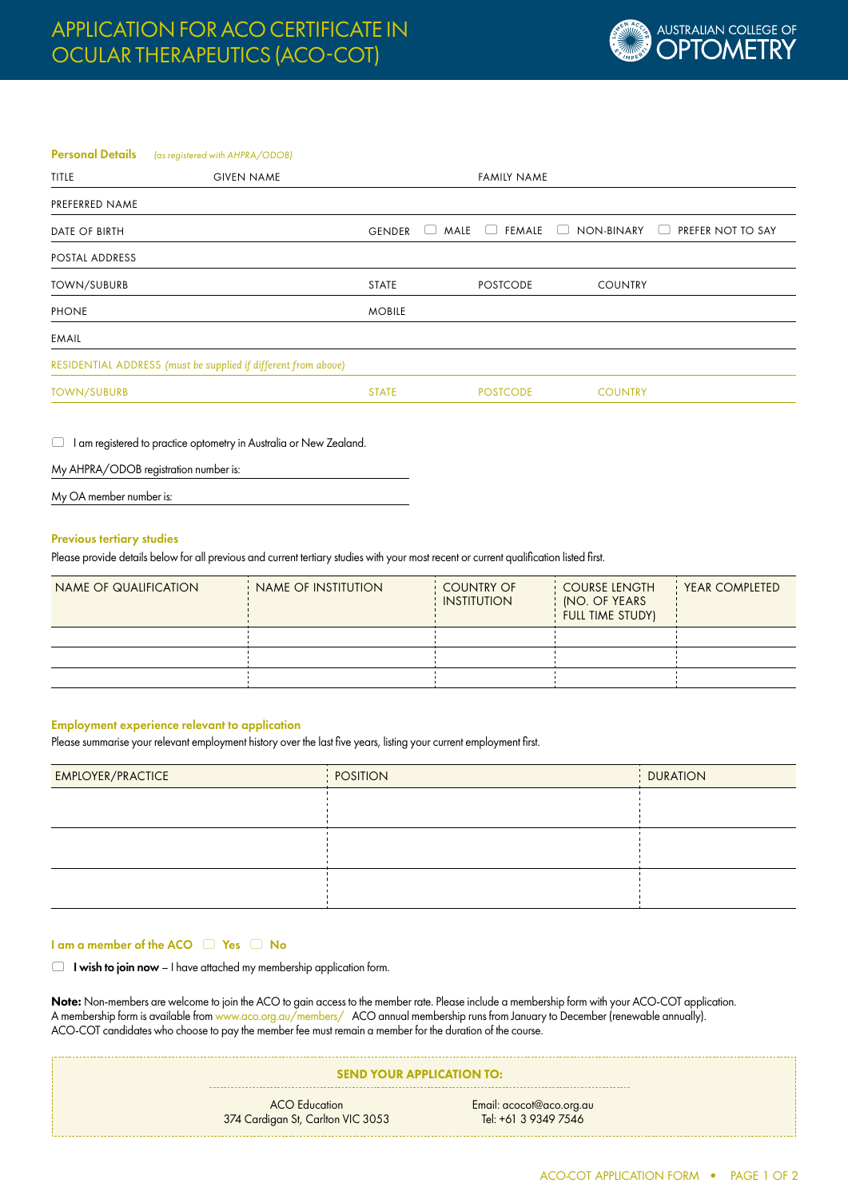# APPLICATION FOR ACO CERTIFICATE IN OCULAR THERAPEUTICS (ACO-COT)

AUSTRALIAN COLLEGE OF OPTOMETRY

## Personal Details *(as registered with AHPRA/ODOB)*

TITLE GIVEN NAME FAMILY NAME

PREFERRED NAME

DATE OF BIRTH GENDER ☐ MALE ☐ FEMALE ☐ NON-BINARY ☐ PREFER NOT TO SAY

POSTAL ADDRESS

TOWN/SUBURB STATE POSTCODE COUNTRY

PHONE MOBILE

EMAIL

RESIDENTIAL ADDRESS *(must be supplied if different from above)*

TOWN/SUBURB STATE POSTCODE COUNTRY

☐ I am registered to practice optometry in Australia or New Zealand.

My AHPRA/ODOB registration number is:

My OA member number is:

## Previous tertiary studies

Please provide details below for all previous and current tertiary studies with your most recent or current qualification listed first.

| NAME OF QUALIFICATION | NAME OF INSTITUTION | COUNTRY OF INSTITUTION | COURSE LENGTH (NO. OF YEARS FULL TIME STUDY) | YEAR COMPLETED |
|---|---|---|---|---|
| | | | | |
| | | | | |
| | | | | |

## Employment experience relevant to application

Please summarise your relevant employment history over the last five years, listing your current employment first.

| EMPLOYER/PRACTICE | POSITION | DURATION |
|---|---|---|
| | | |
| | | |
| | | |

**I am a member of the ACO** ☐ **Yes** ☐ **No**

☐ **I wish to join now** – I have attached my membership application form.

**Note:** Non-members are welcome to join the ACO to gain access to the member rate. Please include a membership form with your ACO-COT application. A membership form is available from www.aco.org.au/members/ ACO annual membership runs from January to December (renewable annually). ACO-COT candidates who choose to pay the member fee must remain a member for the duration of the course.

**SEND YOUR APPLICATION TO:**

ACO Education
374 Cardigan St, Carlton VIC 3053

Email: acocot@aco.org.au
Tel: +61 3 9349 7546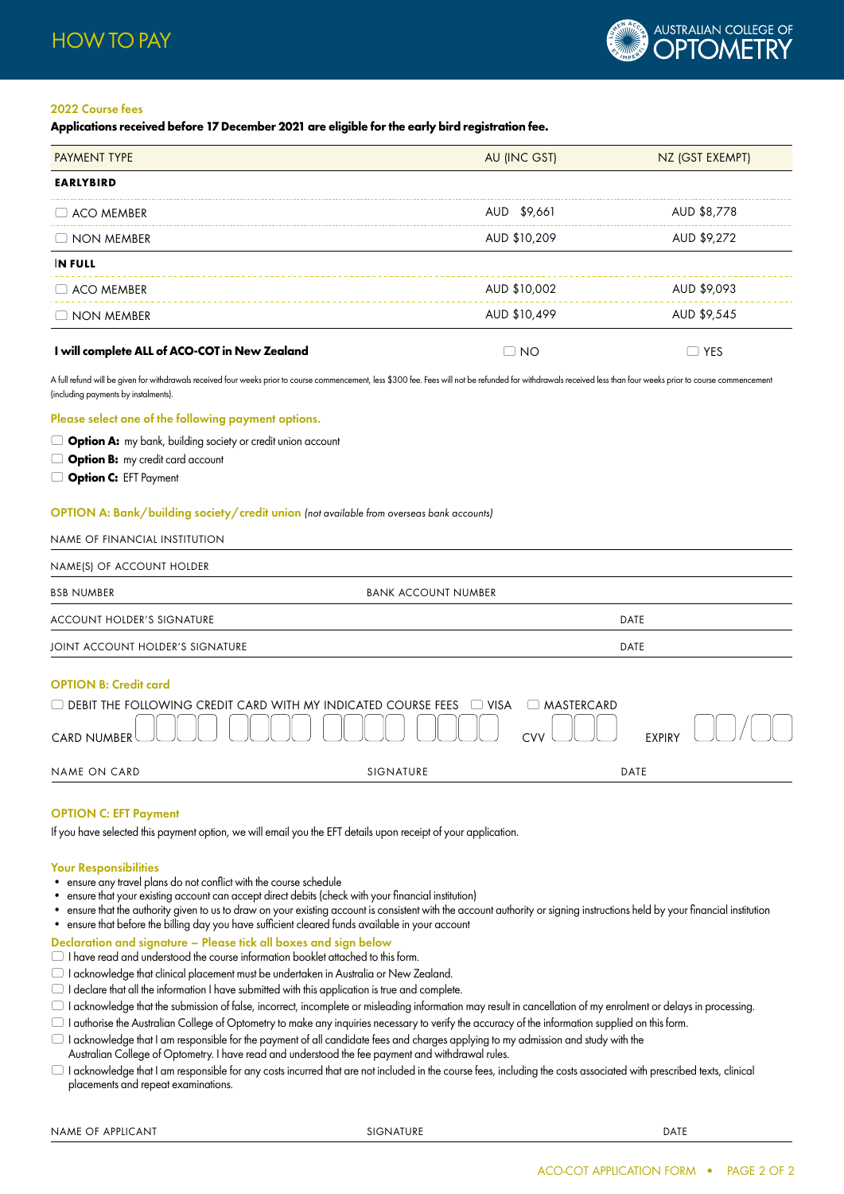# HOW TO PAY

AUSTRALIAN COLLEGE OF OPTOMETRY

## 2022 Course fees

**Applications received before 17 December 2021 are eligible for the early bird registration fee.**

| PAYMENT TYPE | AU (INC GST) | NZ (GST EXEMPT) |
|---|---|---|
| **EARLYBIRD** | | |
| ☐ ACO MEMBER | AUD $9,661 | AUD $8,778 |
| ☐ NON MEMBER | AUD $10,209 | AUD $9,272 |
| **IN FULL** | | |
| ☐ ACO MEMBER | AUD $10,002 | AUD $9,093 |
| ☐ NON MEMBER | AUD $10,499 | AUD $9,545 |
| **I will complete ALL of ACO-COT in New Zealand** | ☐ NO | ☐ YES |

A full refund will be given for withdrawals received four weeks prior to course commencement, less $300 fee. Fees will not be refunded for withdrawals received less than four weeks prior to course commencement (including payments by instalments).

### Please select one of the following payment options.

- ☐ **Option A:** my bank, building society or credit union account
- ☐ **Option B:** my credit card account
- ☐ **Option C:** EFT Payment

### OPTION A: Bank/building society/credit union *(not available from overseas bank accounts)*

NAME OF FINANCIAL INSTITUTION

NAME(S) OF ACCOUNT HOLDER

BSB NUMBER　　　　BANK ACCOUNT NUMBER

ACCOUNT HOLDER'S SIGNATURE　　　　DATE

JOINT ACCOUNT HOLDER'S SIGNATURE　　　　DATE

### OPTION B: Credit card

☐ DEBIT THE FOLLOWING CREDIT CARD WITH MY INDICATED COURSE FEES　☐ VISA　☐ MASTERCARD

CARD NUMBER　　　　CVV　　　　EXPIRY　/

NAME ON CARD　　　　SIGNATURE　　　　DATE

### OPTION C: EFT Payment

If you have selected this payment option, we will email you the EFT details upon receipt of your application.

### Your Responsibilities

- ensure any travel plans do not conflict with the course schedule
- ensure that your existing account can accept direct debits (check with your financial institution)
- ensure that the authority given to us to draw on your existing account is consistent with the account authority or signing instructions held by your financial institution
- ensure that before the billing day you have sufficient cleared funds available in your account

### Declaration and signature – Please tick all boxes and sign below

- ☐ I have read and understood the course information booklet attached to this form.
- ☐ I acknowledge that clinical placement must be undertaken in Australia or New Zealand.
- ☐ I declare that all the information I have submitted with this application is true and complete.
- ☐ I acknowledge that the submission of false, incorrect, incomplete or misleading information may result in cancellation of my enrolment or delays in processing.
- ☐ I authorise the Australian College of Optometry to make any inquiries necessary to verify the accuracy of the information supplied on this form.
- ☐ I acknowledge that I am responsible for the payment of all candidate fees and charges applying to my admission and study with the Australian College of Optometry. I have read and understood the fee payment and withdrawal rules.
- ☐ I acknowledge that I am responsible for any costs incurred that are not included in the course fees, including the costs associated with prescribed texts, clinical placements and repeat examinations.

NAME OF APPLICANT　　　　SIGNATURE　　　　DATE